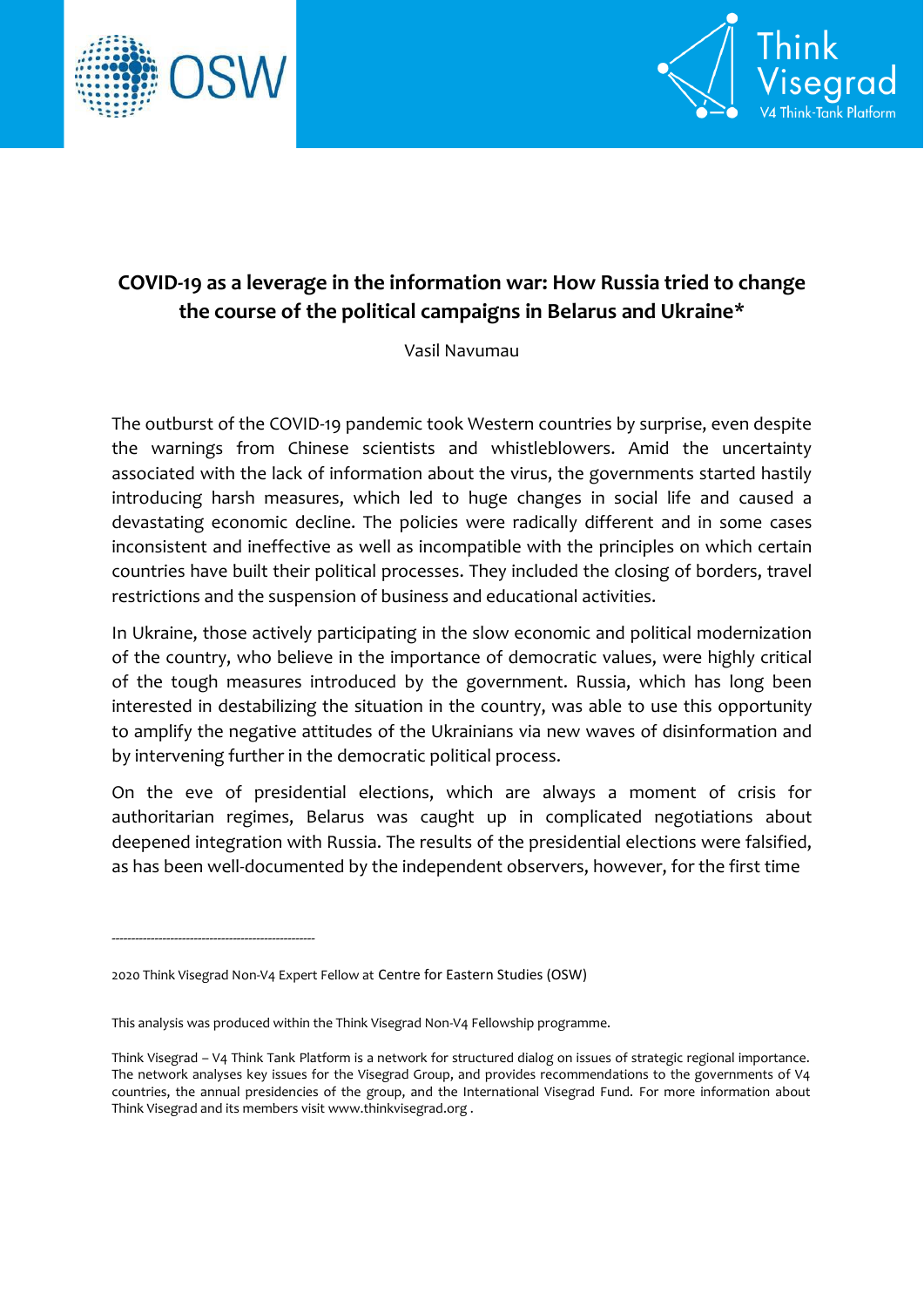# COVID-19 as a leverage in the information war: How Russia tried to change the course of the political campaigns in Belarus and Ukraine*

Vasil Navumau

The outburst of the COVID-19 pandemic took Western countries by surprise, even despite the warnings from Chinese scientists and whistleblowers. Amid the uncertainty associated with the lack of information about the virus, the governments started hastily introducing harsh measures, which led to huge changes in social life and caused a devastating economic decline. The policies were radically different and in some cases inconsistent and ineffective as well as incompatible with the principles on which certain countries have built their political processes. They included the closing of borders, travel restrictions and the suspension of business and educational activities.

In Ukraine, those actively participating in the slow economic and political modernization of the country, who believe in the importance of democratic values, were highly critical of the tough measures introduced by the government. Russia, which has long been interested in destabilizing the situation in the country, was able to use this opportunity to amplify the negative attitudes of the Ukrainians via new waves of disinformation and by intervening further in the democratic political process.

On the eve of presidential elections, which are always a moment of crisis for authoritarian regimes, Belarus was caught up in complicated negotiations about deepened integration with Russia. The results of the presidential elections were falsified, as has been well-documented by the independent observers, however, for the first time

---

2020 Think Visegrad Non-V4 Expert Fellow at Centre for Eastern Studies (OSW)

This analysis was produced within the Think Visegrad Non-V4 Fellowship programme.

Think Visegrad – V4 Think Tank Platform is a network for structured dialog on issues of strategic regional importance. The network analyses key issues for the Visegrad Group, and provides recommendations to the governments of V4 countries, the annual presidencies of the group, and the International Visegrad Fund. For more information about Think Visegrad and its members visit www.thinkvisegrad.org .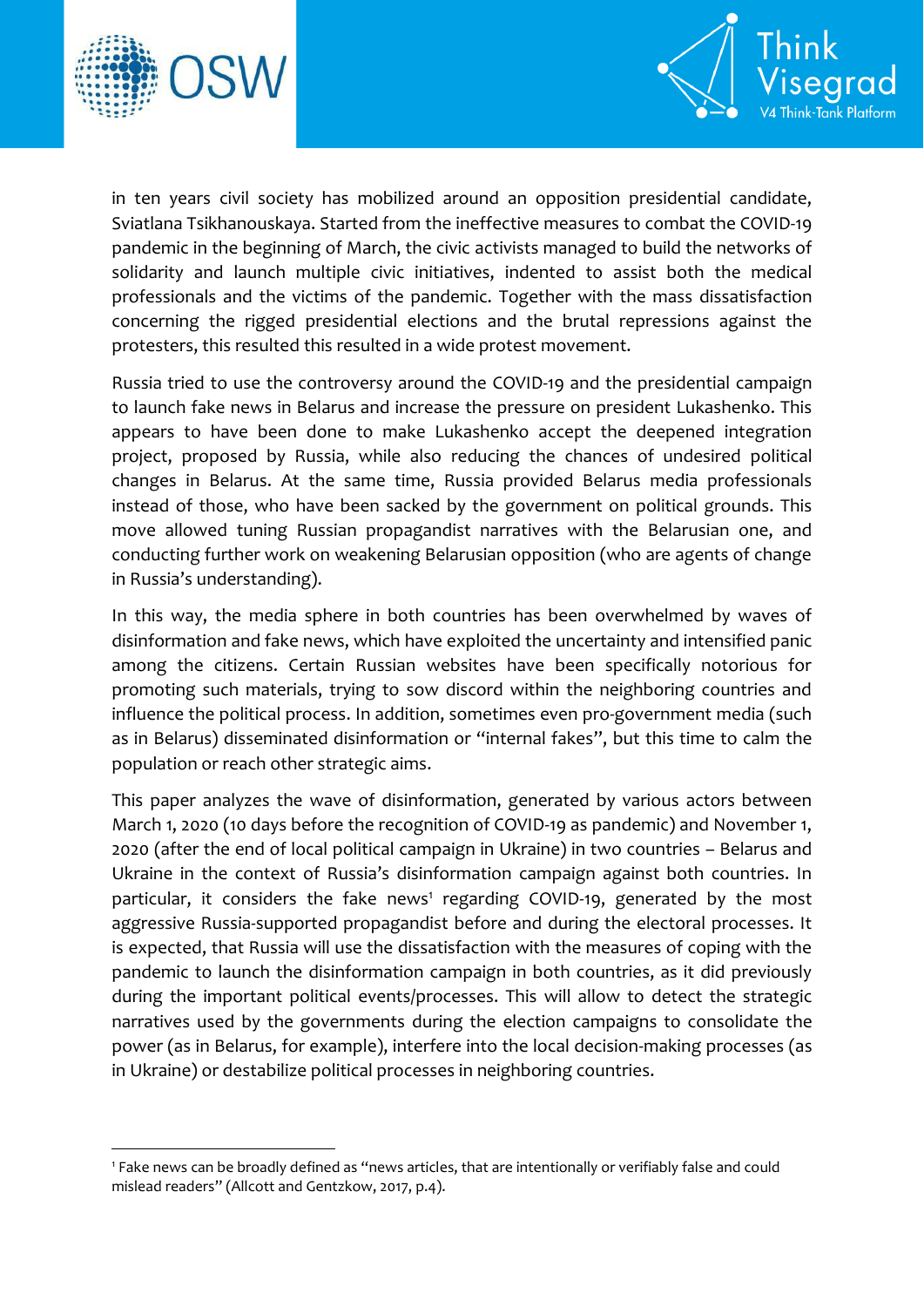in ten years civil society has mobilized around an opposition presidential candidate, Sviatlana Tsikhanouskaya. Started from the ineffective measures to combat the COVID-19 pandemic in the beginning of March, the civic activists managed to build the networks of solidarity and launch multiple civic initiatives, indented to assist both the medical professionals and the victims of the pandemic. Together with the mass dissatisfaction concerning the rigged presidential elections and the brutal repressions against the protesters, this resulted this resulted in a wide protest movement.

Russia tried to use the controversy around the COVID-19 and the presidential campaign to launch fake news in Belarus and increase the pressure on president Lukashenko. This appears to have been done to make Lukashenko accept the deepened integration project, proposed by Russia, while also reducing the chances of undesired political changes in Belarus. At the same time, Russia provided Belarus media professionals instead of those, who have been sacked by the government on political grounds. This move allowed tuning Russian propagandist narratives with the Belarusian one, and conducting further work on weakening Belarusian opposition (who are agents of change in Russia's understanding).

In this way, the media sphere in both countries has been overwhelmed by waves of disinformation and fake news, which have exploited the uncertainty and intensified panic among the citizens. Certain Russian websites have been specifically notorious for promoting such materials, trying to sow discord within the neighboring countries and influence the political process. In addition, sometimes even pro-government media (such as in Belarus) disseminated disinformation or "internal fakes", but this time to calm the population or reach other strategic aims.

This paper analyzes the wave of disinformation, generated by various actors between March 1, 2020 (10 days before the recognition of COVID-19 as pandemic) and November 1, 2020 (after the end of local political campaign in Ukraine) in two countries – Belarus and Ukraine in the context of Russia's disinformation campaign against both countries. In particular, it considers the fake news[1] regarding COVID-19, generated by the most aggressive Russia-supported propagandist before and during the electoral processes. It is expected, that Russia will use the dissatisfaction with the measures of coping with the pandemic to launch the disinformation campaign in both countries, as it did previously during the important political events/processes. This will allow to detect the strategic narratives used by the governments during the election campaigns to consolidate the power (as in Belarus, for example), interfere into the local decision-making processes (as in Ukraine) or destabilize political processes in neighboring countries.

---

[1] Fake news can be broadly defined as "news articles, that are intentionally or verifiably false and could mislead readers" (Allcott and Gentzkow, 2017, p.4).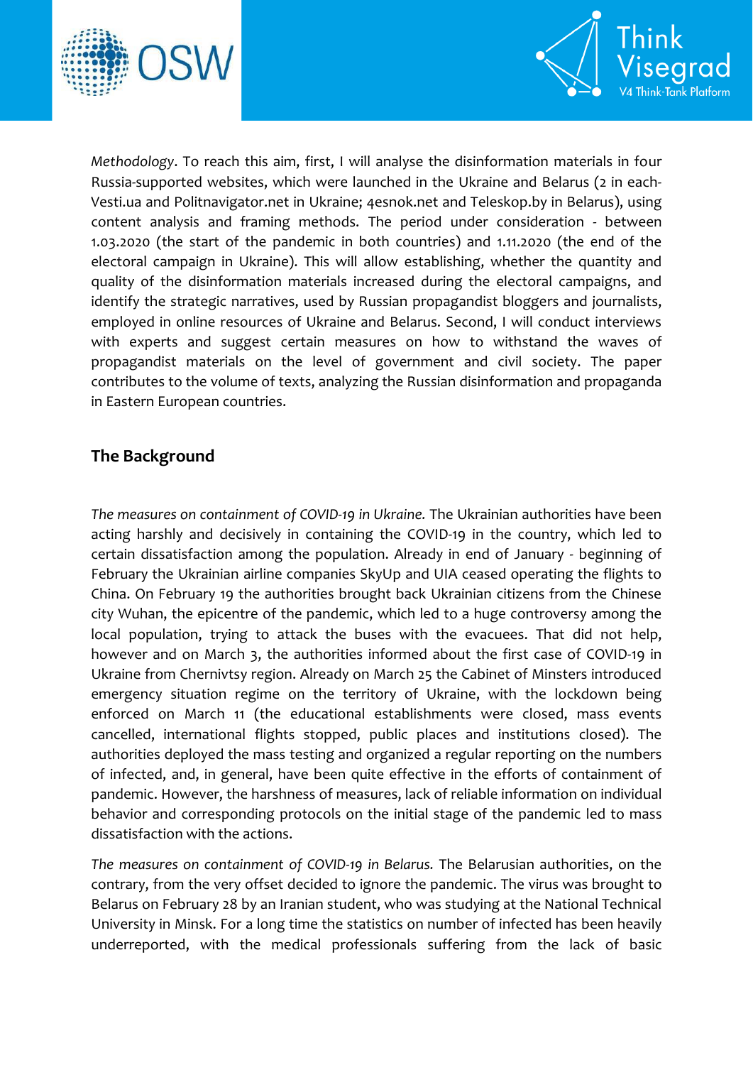*Methodology*. To reach this aim, first, I will analyse the disinformation materials in four Russia-supported websites, which were launched in the Ukraine and Belarus (2 in each- Vesti.ua and Politnavigator.net in Ukraine; 4esnok.net and Teleskop.by in Belarus), using content analysis and framing methods. The period under consideration - between 1.03.2020 (the start of the pandemic in both countries) and 1.11.2020 (the end of the electoral campaign in Ukraine). This will allow establishing, whether the quantity and quality of the disinformation materials increased during the electoral campaigns, and identify the strategic narratives, used by Russian propagandist bloggers and journalists, employed in online resources of Ukraine and Belarus. Second, I will conduct interviews with experts and suggest certain measures on how to withstand the waves of propagandist materials on the level of government and civil society. The paper contributes to the volume of texts, analyzing the Russian disinformation and propaganda in Eastern European countries.

## The Background

*The measures on containment of COVID-19 in Ukraine.* The Ukrainian authorities have been acting harshly and decisively in containing the COVID-19 in the country, which led to certain dissatisfaction among the population. Already in end of January - beginning of February the Ukrainian airline companies SkyUp and UIA ceased operating the flights to China. On February 19 the authorities brought back Ukrainian citizens from the Chinese city Wuhan, the epicentre of the pandemic, which led to a huge controversy among the local population, trying to attack the buses with the evacuees. That did not help, however and on March 3, the authorities informed about the first case of COVID-19 in Ukraine from Chernivtsy region. Already on March 25 the Cabinet of Minsters introduced emergency situation regime on the territory of Ukraine, with the lockdown being enforced on March 11 (the educational establishments were closed, mass events cancelled, international flights stopped, public places and institutions closed). The authorities deployed the mass testing and organized a regular reporting on the numbers of infected, and, in general, have been quite effective in the efforts of containment of pandemic. However, the harshness of measures, lack of reliable information on individual behavior and corresponding protocols on the initial stage of the pandemic led to mass dissatisfaction with the actions.

*The measures on containment of COVID-19 in Belarus.* The Belarusian authorities, on the contrary, from the very offset decided to ignore the pandemic. The virus was brought to Belarus on February 28 by an Iranian student, who was studying at the National Technical University in Minsk. For a long time the statistics on number of infected has been heavily underreported, with the medical professionals suffering from the lack of basic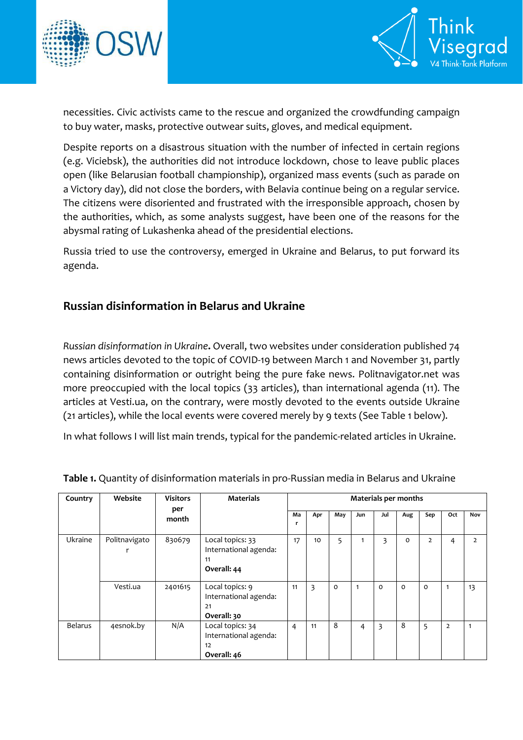necessities. Civic activists came to the rescue and organized the crowdfunding campaign to buy water, masks, protective outwear suits, gloves, and medical equipment.

Despite reports on a disastrous situation with the number of infected in certain regions (e.g. Viciebsk), the authorities did not introduce lockdown, chose to leave public places open (like Belarusian football championship), organized mass events (such as parade on a Victory day), did not close the borders, with Belavia continue being on a regular service. The citizens were disoriented and frustrated with the irresponsible approach, chosen by the authorities, which, as some analysts suggest, have been one of the reasons for the abysmal rating of Lukashenka ahead of the presidential elections.

Russia tried to use the controversy, emerged in Ukraine and Belarus, to put forward its agenda.

## Russian disinformation in Belarus and Ukraine

*Russian disinformation in Ukraine*. Overall, two websites under consideration published 74 news articles devoted to the topic of COVID-19 between March 1 and November 31, partly containing disinformation or outright being the pure fake news. Politnavigator.net was more preoccupied with the local topics (33 articles), than international agenda (11). The articles at Vesti.ua, on the contrary, were mostly devoted to the events outside Ukraine (21 articles), while the local events were covered merely by 9 texts (See Table 1 below).

In what follows I will list main trends, typical for the pandemic-related articles in Ukraine.

**Table 1.** Quantity of disinformation materials in pro-Russian media in Belarus and Ukraine

| Country | Website | Visitors per month | Materials | Materials per months | | | | | | | | |
|---|---|---|---|---|---|---|---|---|---|---|---|---|
| | | | | Mar | Apr | May | Jun | Jul | Aug | Sep | Oct | Nov |
| Ukraine | Politnavigator | 830679 | Local topics: 33 International agenda: 11 **Overall: 44** | 17 | 10 | 5 | 1 | 3 | 0 | 2 | 4 | 2 |
| | Vesti.ua | 2401615 | Local topics: 9 International agenda: 21 **Overall: 30** | 11 | 3 | 0 | 1 | 0 | 0 | 0 | 1 | 13 |
| Belarus | 4esnok.by | N/A | Local topics: 34 International agenda: 12 **Overall: 46** | 4 | 11 | 8 | 4 | 3 | 8 | 5 | 2 | 1 |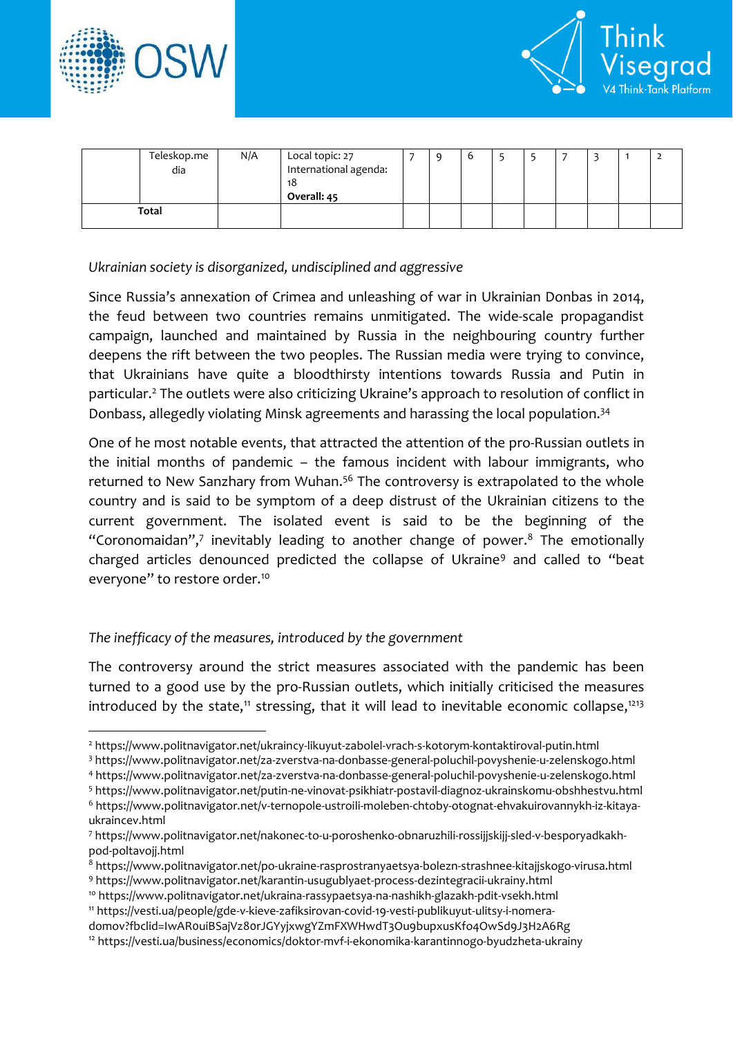|  | Teleskop.media | N/A | Local topic: 27<br>International agenda: 18<br>**Overall: 45** | 7 | 9 | 6 | 5 | 5 | 7 | 3 | 1 | 2 |
|---|---|---|---|---|---|---|---|---|---|---|---|---|
| **Total** | | | | | | | | | | | | |

*Ukrainian society is disorganized, undisciplined and aggressive*

Since Russia's annexation of Crimea and unleashing of war in Ukrainian Donbas in 2014, the feud between two countries remains unmitigated. The wide-scale propagandist campaign, launched and maintained by Russia in the neighbouring country further deepens the rift between the two peoples. The Russian media were trying to convince, that Ukrainians have quite a bloodthirsty intentions towards Russia and Putin in particular.[2] The outlets were also criticizing Ukraine's approach to resolution of conflict in Donbass, allegedly violating Minsk agreements and harassing the local population.[3][4]

One of he most notable events, that attracted the attention of the pro-Russian outlets in the initial months of pandemic – the famous incident with labour immigrants, who returned to New Sanzhary from Wuhan.[5][6] The controversy is extrapolated to the whole country and is said to be symptom of a deep distrust of the Ukrainian citizens to the current government. The isolated event is said to be the beginning of the "Coronomaidan",[7] inevitably leading to another change of power.[8] The emotionally charged articles denounced predicted the collapse of Ukraine[9] and called to "beat everyone" to restore order.[10]

*The inefficacy of the measures, introduced by the government*

The controversy around the strict measures associated with the pandemic has been turned to a good use by the pro-Russian outlets, which initially criticised the measures introduced by the state,[11] stressing, that it will lead to inevitable economic collapse,[12][13]

---

[2] https://www.politnavigator.net/ukraincy-likuyut-zabolel-vrach-s-kotorym-kontaktiroval-putin.html
[3] https://www.politnavigator.net/za-zverstva-na-donbasse-general-poluchil-povyshenie-u-zelenskogo.html
[4] https://www.politnavigator.net/za-zverstva-na-donbasse-general-poluchil-povyshenie-u-zelenskogo.html
[5] https://www.politnavigator.net/putin-ne-vinovat-psikhiatr-postavil-diagnoz-ukrainskomu-obshhestvu.html
[6] https://www.politnavigator.net/v-ternopole-ustroili-moleben-chtoby-otognat-ehvakuirovannykh-iz-kitaya-ukraincev.html
[7] https://www.politnavigator.net/nakonec-to-u-poroshenko-obnaruzhili-rossijjskijj-sled-v-besporyadkakh-pod-poltavojj.html
[8] https://www.politnavigator.net/po-ukraine-rasprostranyaetsya-bolezn-strashnee-kitajjskogo-virusa.html
[9] https://www.politnavigator.net/karantin-usugublyaet-process-dezintegracii-ukrainy.html
[10] https://www.politnavigator.net/ukraina-rassypaetsya-na-nashikh-glazakh-pdit-vsekh.html
[11] https://vesti.ua/people/gde-v-kieve-zafiksirovan-covid-19-vesti-publikuyut-ulitsy-i-nomera-domov?fbclid=IwAR0uiBSajVz8orJGYyjxwgYZmFXWHwdT3Ou9bupxusKfo4OwSd9J3H2A6Rg
[12] https://vesti.ua/business/economics/doktor-mvf-i-ekonomika-karantinnogo-byudzheta-ukrainy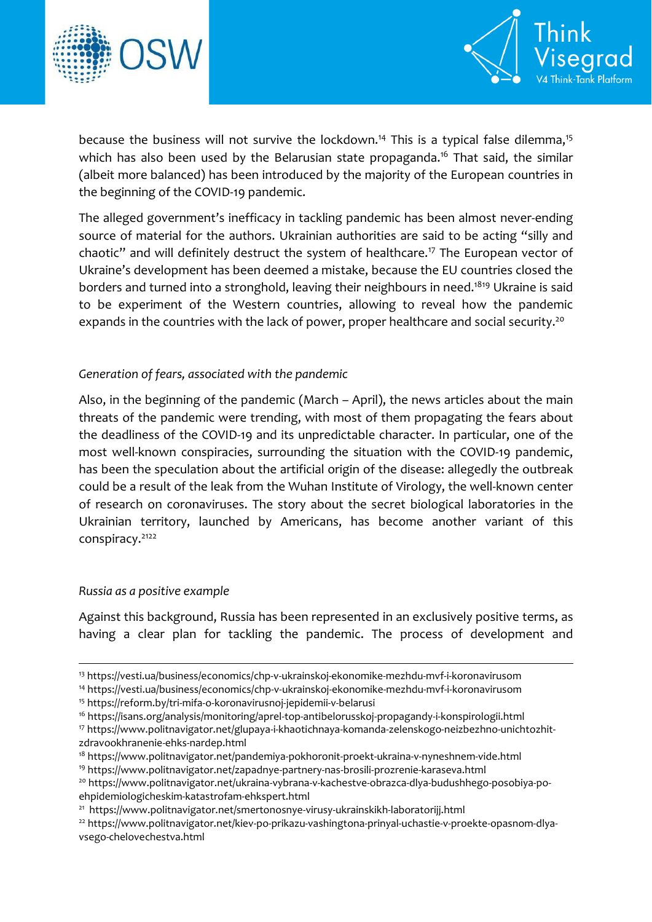because the business will not survive the lockdown.[14] This is a typical false dilemma,[15] which has also been used by the Belarusian state propaganda.[16] That said, the similar (albeit more balanced) has been introduced by the majority of the European countries in the beginning of the COVID-19 pandemic.

The alleged government's inefficacy in tackling pandemic has been almost never-ending source of material for the authors. Ukrainian authorities are said to be acting "silly and chaotic" and will definitely destruct the system of healthcare.[17] The European vector of Ukraine's development has been deemed a mistake, because the EU countries closed the borders and turned into a stronghold, leaving their neighbours in need.[18][19] Ukraine is said to be experiment of the Western countries, allowing to reveal how the pandemic expands in the countries with the lack of power, proper healthcare and social security.[20]

*Generation of fears, associated with the pandemic*

Also, in the beginning of the pandemic (March – April), the news articles about the main threats of the pandemic were trending, with most of them propagating the fears about the deadliness of the COVID-19 and its unpredictable character. In particular, one of the most well-known conspiracies, surrounding the situation with the COVID-19 pandemic, has been the speculation about the artificial origin of the disease: allegedly the outbreak could be a result of the leak from the Wuhan Institute of Virology, the well-known center of research on coronaviruses. The story about the secret biological laboratories in the Ukrainian territory, launched by Americans, has become another variant of this conspiracy.[21][22]

*Russia as a positive example*

Against this background, Russia has been represented in an exclusively positive terms, as having a clear plan for tackling the pandemic. The process of development and

---

[13] https://vesti.ua/business/economics/chp-v-ukrainskoj-ekonomike-mezhdu-mvf-i-koronavirusom

[14] https://vesti.ua/business/economics/chp-v-ukrainskoj-ekonomike-mezhdu-mvf-i-koronavirusom

[15] https://reform.by/tri-mifa-o-koronavirusnoj-jepidemii-v-belarusi

[16] https://isans.org/analysis/monitoring/aprel-top-antibelorusskoj-propagandy-i-konspirologii.html

[17] https://www.politnavigator.net/glupaya-i-khaotichnaya-komanda-zelenskogo-neizbezhno-unichtozhit-zdravookhranenie-ehks-nardep.html

[18] https://www.politnavigator.net/pandemiya-pokhoronit-proekt-ukraina-v-nyneshnem-vide.html

[19] https://www.politnavigator.net/zapadnye-partnery-nas-brosili-prozrenie-karaseva.html

[20] https://www.politnavigator.net/ukraina-vybrana-v-kachestve-obrazca-dlya-budushhego-posobiya-po-ehpidemiologicheskim-katastrofam-ehkspert.html

[21] https://www.politnavigator.net/smertonosnye-virusy-ukrainskikh-laboratorijj.html

[22] https://www.politnavigator.net/kiev-po-prikazu-vashingtona-prinyal-uchastie-v-proekte-opasnom-dlya-vsego-chelovechestva.html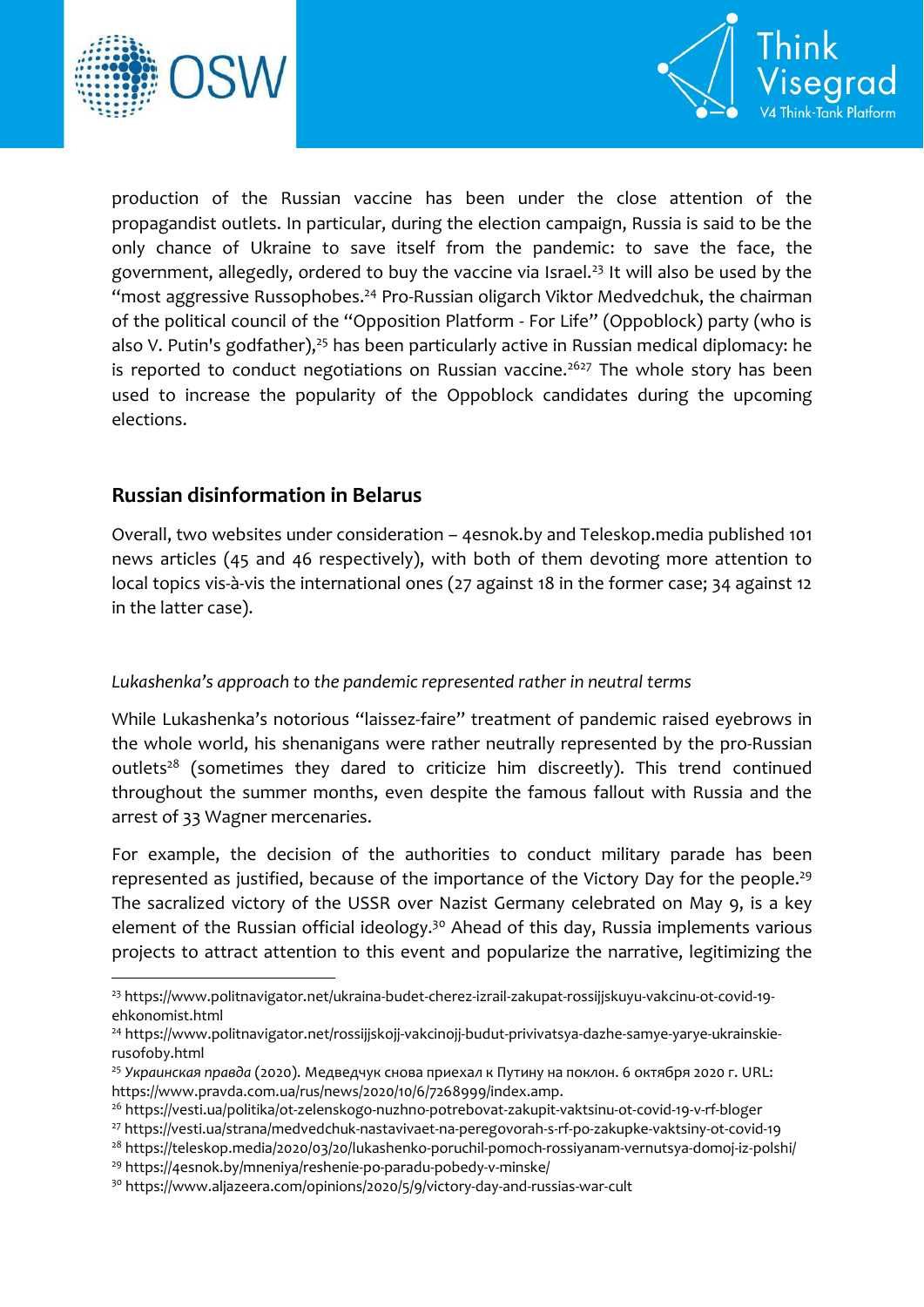production of the Russian vaccine has been under the close attention of the propagandist outlets. In particular, during the election campaign, Russia is said to be the only chance of Ukraine to save itself from the pandemic: to save the face, the government, allegedly, ordered to buy the vaccine via Israel.[23] It will also be used by the "most aggressive Russophobes.[24] Pro-Russian oligarch Viktor Medvedchuk, the chairman of the political council of the "Opposition Platform - For Life" (Oppoblock) party (who is also V. Putin's godfather),[25] has been particularly active in Russian medical diplomacy: he is reported to conduct negotiations on Russian vaccine.[26][27] The whole story has been used to increase the popularity of the Oppoblock candidates during the upcoming elections.

## Russian disinformation in Belarus

Overall, two websites under consideration – 4esnok.by and Teleskop.media published 101 news articles (45 and 46 respectively), with both of them devoting more attention to local topics vis-à-vis the international ones (27 against 18 in the former case; 34 against 12 in the latter case).

### *Lukashenka's approach to the pandemic represented rather in neutral terms*

While Lukashenka's notorious "laissez-faire" treatment of pandemic raised eyebrows in the whole world, his shenanigans were rather neutrally represented by the pro-Russian outlets[28] (sometimes they dared to criticize him discreetly). This trend continued throughout the summer months, even despite the famous fallout with Russia and the arrest of 33 Wagner mercenaries.

For example, the decision of the authorities to conduct military parade has been represented as justified, because of the importance of the Victory Day for the people.[29] The sacralized victory of the USSR over Nazist Germany celebrated on May 9, is a key element of the Russian official ideology.[30] Ahead of this day, Russia implements various projects to attract attention to this event and popularize the narrative, legitimizing the

---

[23] https://www.politnavigator.net/ukraina-budet-cherez-izrail-zakupat-rossijjskuyu-vakcinu-ot-covid-19-ehkonomist.html

[24] https://www.politnavigator.net/rossijjskojj-vakcinojj-budut-privivatsya-dazhe-samye-yarye-ukrainskie-rusofoby.html

[25] *Украинская правда* (2020). Медведчук снова приехал к Путину на поклон. 6 октября 2020 г. URL: https://www.pravda.com.ua/rus/news/2020/10/6/7268999/index.amp.

[26] https://vesti.ua/politika/ot-zelenskogo-nuzhno-potrebovat-zakupit-vaktsinu-ot-covid-19-v-rf-bloger

[27] https://vesti.ua/strana/medvedchuk-nastavivaet-na-peregovorah-s-rf-po-zakupke-vaktsiny-ot-covid-19

[28] https://teleskop.media/2020/03/20/lukashenko-poruchil-pomoch-rossiyanam-vernutsya-domoj-iz-polshi/

[29] https://4esnok.by/mneniya/reshenie-po-paradu-pobedy-v-minske/

[30] https://www.aljazeera.com/opinions/2020/5/9/victory-day-and-russias-war-cult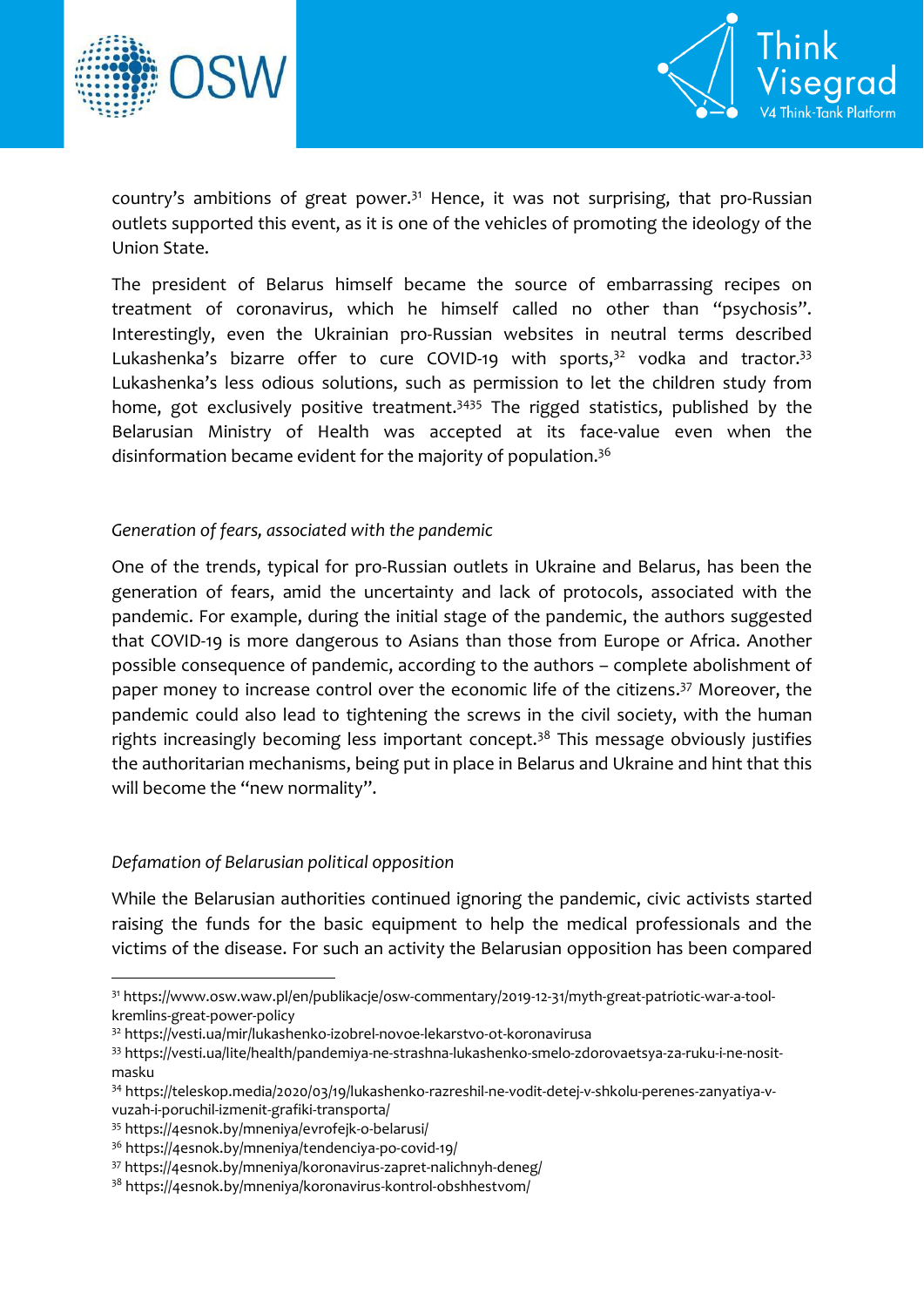country's ambitions of great power.[31] Hence, it was not surprising, that pro-Russian outlets supported this event, as it is one of the vehicles of promoting the ideology of the Union State.

The president of Belarus himself became the source of embarrassing recipes on treatment of coronavirus, which he himself called no other than "psychosis". Interestingly, even the Ukrainian pro-Russian websites in neutral terms described Lukashenka's bizarre offer to cure COVID-19 with sports,[32] vodka and tractor.[33] Lukashenka's less odious solutions, such as permission to let the children study from home, got exclusively positive treatment.[34][35] The rigged statistics, published by the Belarusian Ministry of Health was accepted at its face-value even when the disinformation became evident for the majority of population.[36]

*Generation of fears, associated with the pandemic*

One of the trends, typical for pro-Russian outlets in Ukraine and Belarus, has been the generation of fears, amid the uncertainty and lack of protocols, associated with the pandemic. For example, during the initial stage of the pandemic, the authors suggested that COVID-19 is more dangerous to Asians than those from Europe or Africa. Another possible consequence of pandemic, according to the authors – complete abolishment of paper money to increase control over the economic life of the citizens.[37] Moreover, the pandemic could also lead to tightening the screws in the civil society, with the human rights increasingly becoming less important concept.[38] This message obviously justifies the authoritarian mechanisms, being put in place in Belarus and Ukraine and hint that this will become the "new normality".

*Defamation of Belarusian political opposition*

While the Belarusian authorities continued ignoring the pandemic, civic activists started raising the funds for the basic equipment to help the medical professionals and the victims of the disease. For such an activity the Belarusian opposition has been compared

---

[31] https://www.osw.waw.pl/en/publikacje/osw-commentary/2019-12-31/myth-great-patriotic-war-a-tool-kremlins-great-power-policy

[32] https://vesti.ua/mir/lukashenko-izobrel-novoe-lekarstvo-ot-koronavirusa

[33] https://vesti.ua/lite/health/pandemiya-ne-strashna-lukashenko-smelo-zdorovaetsya-za-ruku-i-ne-nosit-masku

[34] https://teleskop.media/2020/03/19/lukashenko-razreshil-ne-vodit-detej-v-shkolu-perenes-zanyatiya-v-vuzah-i-poruchil-izmenit-grafiki-transporta/

[35] https://4esnok.by/mneniya/evrofejk-o-belarusi/

[36] https://4esnok.by/mneniya/tendenciya-po-covid-19/

[37] https://4esnok.by/mneniya/koronavirus-zapret-nalichnyh-deneg/

[38] https://4esnok.by/mneniya/koronavirus-kontrol-obshhestvom/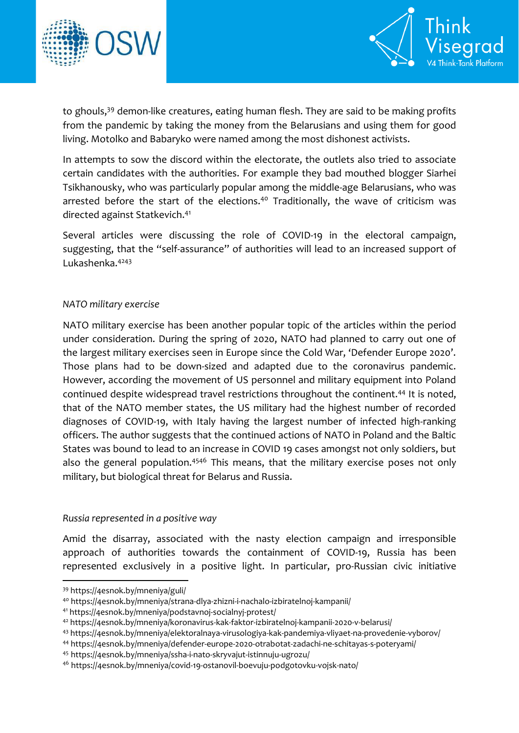to ghouls,[39] demon-like creatures, eating human flesh. They are said to be making profits from the pandemic by taking the money from the Belarusians and using them for good living. Motolko and Babaryko were named among the most dishonest activists.

In attempts to sow the discord within the electorate, the outlets also tried to associate certain candidates with the authorities. For example they bad mouthed blogger Siarhei Tsikhanousky, who was particularly popular among the middle-age Belarusians, who was arrested before the start of the elections.[40] Traditionally, the wave of criticism was directed against Statkevich.[41]

Several articles were discussing the role of COVID-19 in the electoral campaign, suggesting, that the "self-assurance" of authorities will lead to an increased support of Lukashenka.[42][43]

*NATO military exercise*

NATO military exercise has been another popular topic of the articles within the period under consideration. During the spring of 2020, NATO had planned to carry out one of the largest military exercises seen in Europe since the Cold War, 'Defender Europe 2020'. Those plans had to be down-sized and adapted due to the coronavirus pandemic. However, according the movement of US personnel and military equipment into Poland continued despite widespread travel restrictions throughout the continent.[44] It is noted, that of the NATO member states, the US military had the highest number of recorded diagnoses of COVID-19, with Italy having the largest number of infected high-ranking officers. The author suggests that the continued actions of NATO in Poland and the Baltic States was bound to lead to an increase in COVID 19 cases amongst not only soldiers, but also the general population.[45][46] This means, that the military exercise poses not only military, but biological threat for Belarus and Russia.

*Russia represented in a positive way*

Amid the disarray, associated with the nasty election campaign and irresponsible approach of authorities towards the containment of COVID-19, Russia has been represented exclusively in a positive light. In particular, pro-Russian civic initiative

[39] https://4esnok.by/mneniya/guli/
[40] https://4esnok.by/mneniya/strana-dlya-zhizni-i-nachalo-izbiratelnoj-kampanii/
[41] https://4esnok.by/mneniya/podstavnoj-socialnyj-protest/
[42] https://4esnok.by/mneniya/koronavirus-kak-faktor-izbiratelnoj-kampanii-2020-v-belarusi/
[43] https://4esnok.by/mneniya/elektoralnaya-virusologiya-kak-pandemiya-vliyaet-na-provedenie-vyborov/
[44] https://4esnok.by/mneniya/defender-europe-2020-otrabotat-zadachi-ne-schitayas-s-poteryami/
[45] https://4esnok.by/mneniya/ssha-i-nato-skryvajut-istinnuju-ugrozu/
[46] https://4esnok.by/mneniya/covid-19-ostanovil-boevuju-podgotovku-vojsk-nato/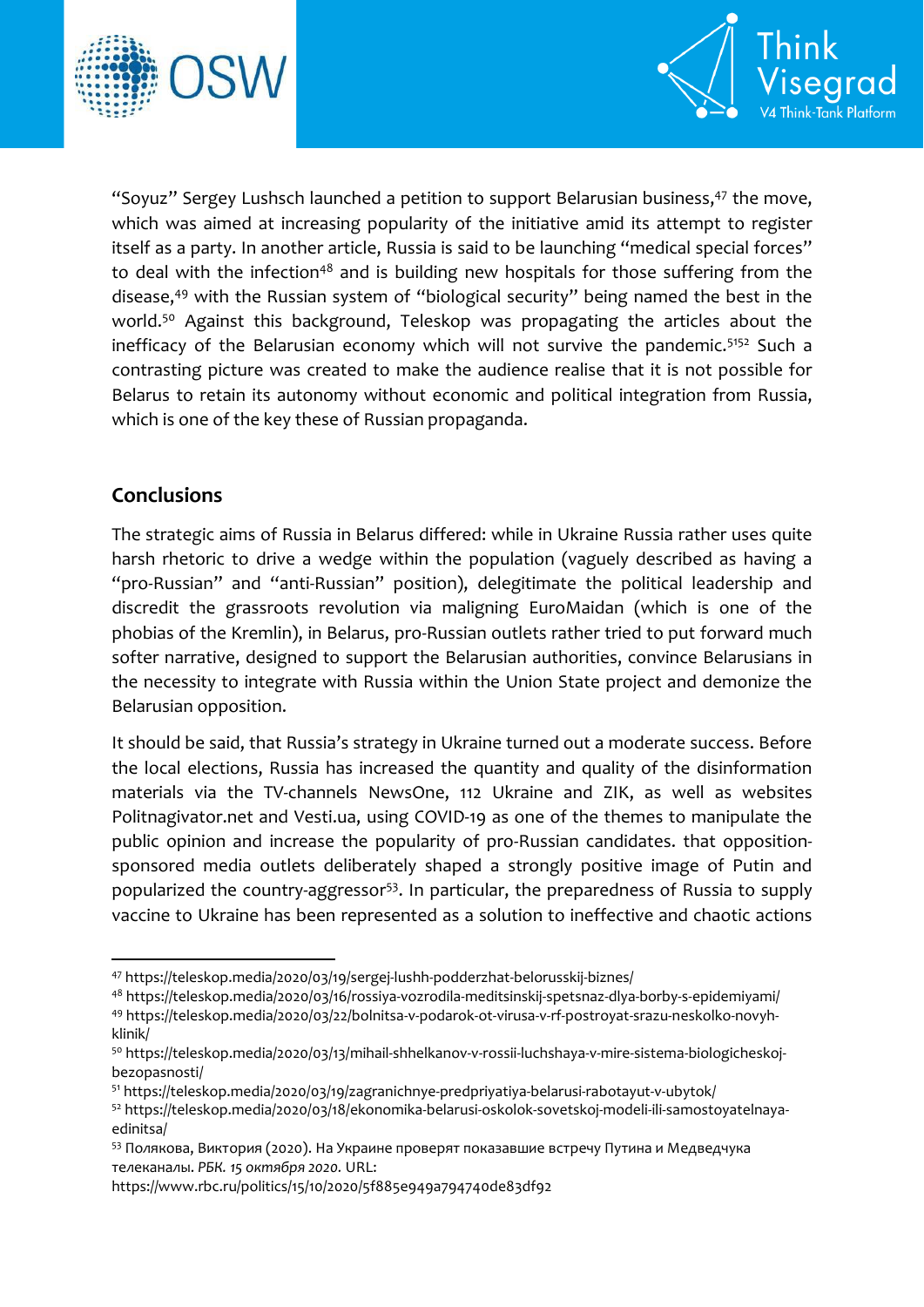"Soyuz" Sergey Lushsch launched a petition to support Belarusian business,[47] the move, which was aimed at increasing popularity of the initiative amid its attempt to register itself as a party. In another article, Russia is said to be launching "medical special forces" to deal with the infection[48] and is building new hospitals for those suffering from the disease,[49] with the Russian system of "biological security" being named the best in the world.[50] Against this background, Teleskop was propagating the articles about the inefficacy of the Belarusian economy which will not survive the pandemic.[51][52] Such a contrasting picture was created to make the audience realise that it is not possible for Belarus to retain its autonomy without economic and political integration from Russia, which is one of the key these of Russian propaganda.

## Conclusions

The strategic aims of Russia in Belarus differed: while in Ukraine Russia rather uses quite harsh rhetoric to drive a wedge within the population (vaguely described as having a "pro-Russian" and "anti-Russian" position), delegitimate the political leadership and discredit the grassroots revolution via maligning EuroMaidan (which is one of the phobias of the Kremlin), in Belarus, pro-Russian outlets rather tried to put forward much softer narrative, designed to support the Belarusian authorities, convince Belarusians in the necessity to integrate with Russia within the Union State project and demonize the Belarusian opposition.

It should be said, that Russia's strategy in Ukraine turned out a moderate success. Before the local elections, Russia has increased the quantity and quality of the disinformation materials via the TV-channels NewsOne, 112 Ukraine and ZIK, as well as websites Politnagivator.net and Vesti.ua, using COVID-19 as one of the themes to manipulate the public opinion and increase the popularity of pro-Russian candidates. that opposition-sponsored media outlets deliberately shaped a strongly positive image of Putin and popularized the country-aggressor[53]. In particular, the preparedness of Russia to supply vaccine to Ukraine has been represented as a solution to ineffective and chaotic actions

---

[47] https://teleskop.media/2020/03/19/sergej-lushh-podderzhat-belorusskij-biznes/

[48] https://teleskop.media/2020/03/16/rossiya-vozrodila-meditsinskij-spetsnaz-dlya-borby-s-epidemiyami/

[49] https://teleskop.media/2020/03/22/bolnitsa-v-podarok-ot-virusa-v-rf-postroyat-srazu-neskolko-novyh-klinik/

[50] https://teleskop.media/2020/03/13/mihail-shhelkanov-v-rossii-luchshaya-v-mire-sistema-biologicheskoj-bezopasnosti/

[51] https://teleskop.media/2020/03/19/zagranichnye-predpriyatiya-belarusi-rabotayut-v-ubytok/

[52] https://teleskop.media/2020/03/18/ekonomika-belarusi-oskolok-sovetskoj-modeli-ili-samostoyatelnaya-edinitsa/

[53] Полякова, Виктория (2020). На Украине проверят показавшие встречу Путина и Медведчука телеканалы. *РБК. 15 октября 2020.* URL: https://www.rbc.ru/politics/15/10/2020/5f885e949a794740de83df92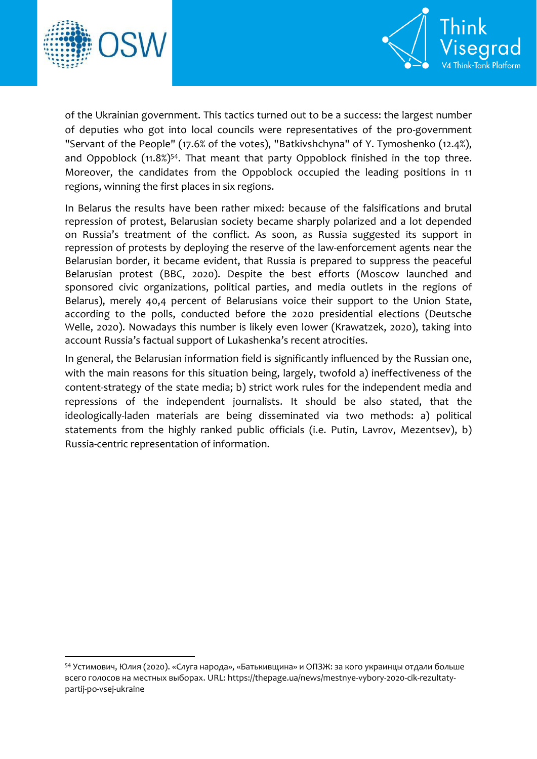of the Ukrainian government. This tactics turned out to be a success: the largest number of deputies who got into local councils were representatives of the pro-government "Servant of the People" (17.6% of the votes), "Batkivshchyna" of Y. Tymoshenko (12.4%), and Oppoblock (11.8%)[54]. That meant that party Oppoblock finished in the top three. Moreover, the candidates from the Oppoblock occupied the leading positions in 11 regions, winning the first places in six regions.

In Belarus the results have been rather mixed: because of the falsifications and brutal repression of protest, Belarusian society became sharply polarized and a lot depended on Russia's treatment of the conflict. As soon, as Russia suggested its support in repression of protests by deploying the reserve of the law-enforcement agents near the Belarusian border, it became evident, that Russia is prepared to suppress the peaceful Belarusian protest (BBC, 2020). Despite the best efforts (Moscow launched and sponsored civic organizations, political parties, and media outlets in the regions of Belarus), merely 40,4 percent of Belarusians voice their support to the Union State, according to the polls, conducted before the 2020 presidential elections (Deutsche Welle, 2020). Nowadays this number is likely even lower (Krawatzek, 2020), taking into account Russia's factual support of Lukashenka's recent atrocities.

In general, the Belarusian information field is significantly influenced by the Russian one, with the main reasons for this situation being, largely, twofold a) ineffectiveness of the content-strategy of the state media; b) strict work rules for the independent media and repressions of the independent journalists. It should be also stated, that the ideologically-laden materials are being disseminated via two methods: a) political statements from the highly ranked public officials (i.e. Putin, Lavrov, Mezentsev), b) Russia-centric representation of information.

---

[54] Устимович, Юлия (2020). «Слуга народа», «Батькивщина» и ОПЗЖ: за кого украинцы отдали больше всего голосов на местных выборах. URL: https://thepage.ua/news/mestnye-vybory-2020-cik-rezultaty-partij-po-vsej-ukraine